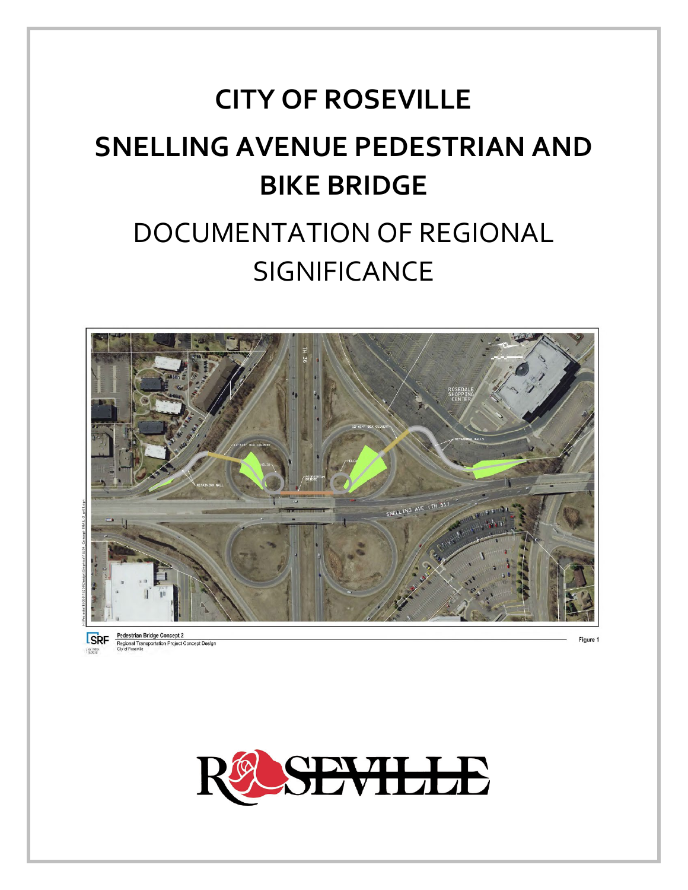# CITY OF ROSEVILLE

# SNELLING AVENUE PEDESTRIAN AND BIKE BRIDGE

## DOCUMENTATION OF REGIONAL SIGNIFICANCE

Pedestrian Bridge Concept 2
Regional Transportation Project Concept Design
City of Roseville

Figure 1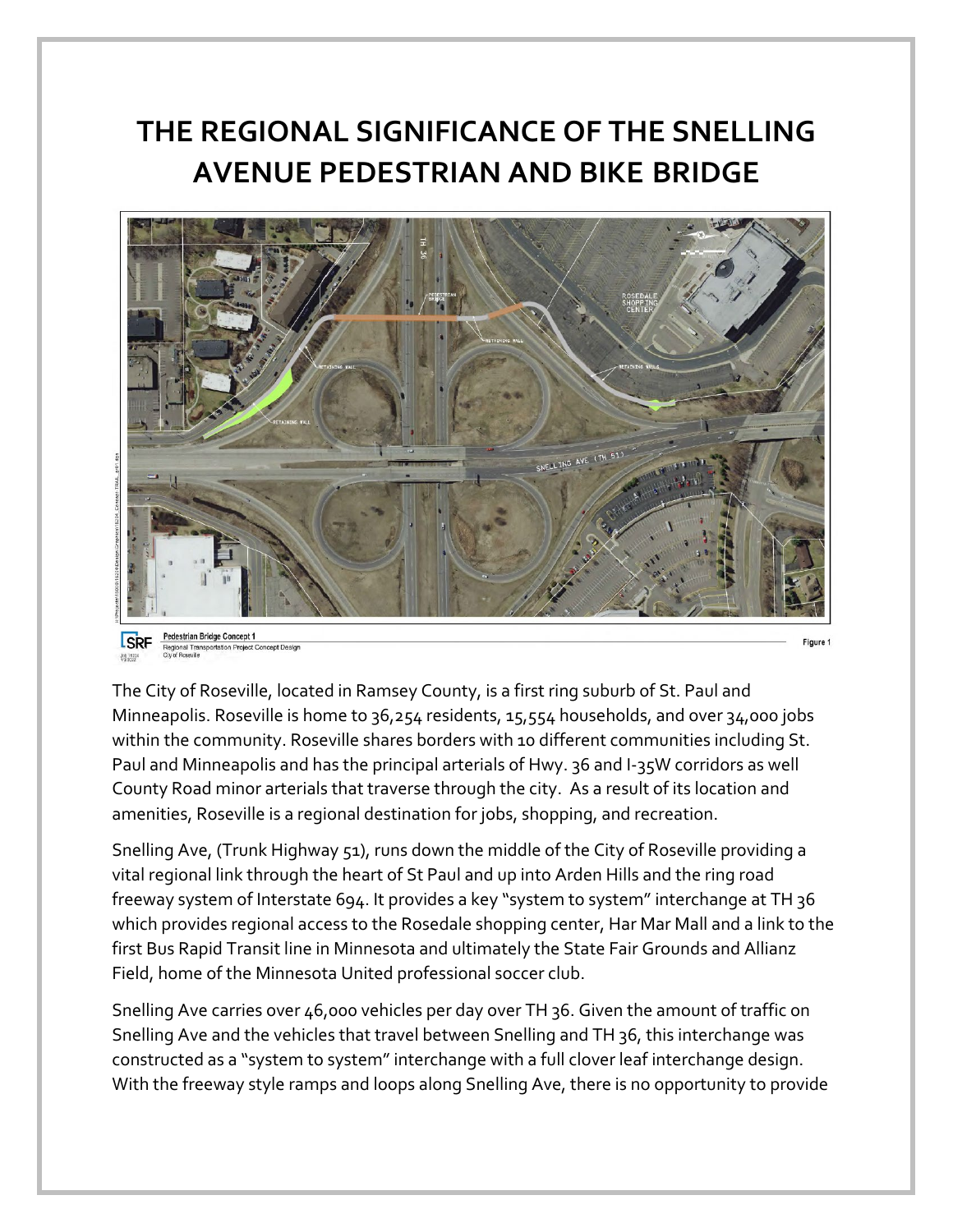# THE REGIONAL SIGNIFICANCE OF THE SNELLING AVENUE PEDESTRIAN AND BIKE BRIDGE

Pedestrian Bridge Concept 1
Regional Transportation Project Concept Design
City of Roseville

Figure 1

The City of Roseville, located in Ramsey County, is a first ring suburb of St. Paul and Minneapolis. Roseville is home to 36,254 residents, 15,554 households, and over 34,000 jobs within the community. Roseville shares borders with 10 different communities including St. Paul and Minneapolis and has the principal arterials of Hwy. 36 and I-35W corridors as well County Road minor arterials that traverse through the city. As a result of its location and amenities, Roseville is a regional destination for jobs, shopping, and recreation.

Snelling Ave, (Trunk Highway 51), runs down the middle of the City of Roseville providing a vital regional link through the heart of St Paul and up into Arden Hills and the ring road freeway system of Interstate 694. It provides a key "system to system" interchange at TH 36 which provides regional access to the Rosedale shopping center, Har Mar Mall and a link to the first Bus Rapid Transit line in Minnesota and ultimately the State Fair Grounds and Allianz Field, home of the Minnesota United professional soccer club.

Snelling Ave carries over 46,000 vehicles per day over TH 36. Given the amount of traffic on Snelling Ave and the vehicles that travel between Snelling and TH 36, this interchange was constructed as a "system to system" interchange with a full clover leaf interchange design. With the freeway style ramps and loops along Snelling Ave, there is no opportunity to provide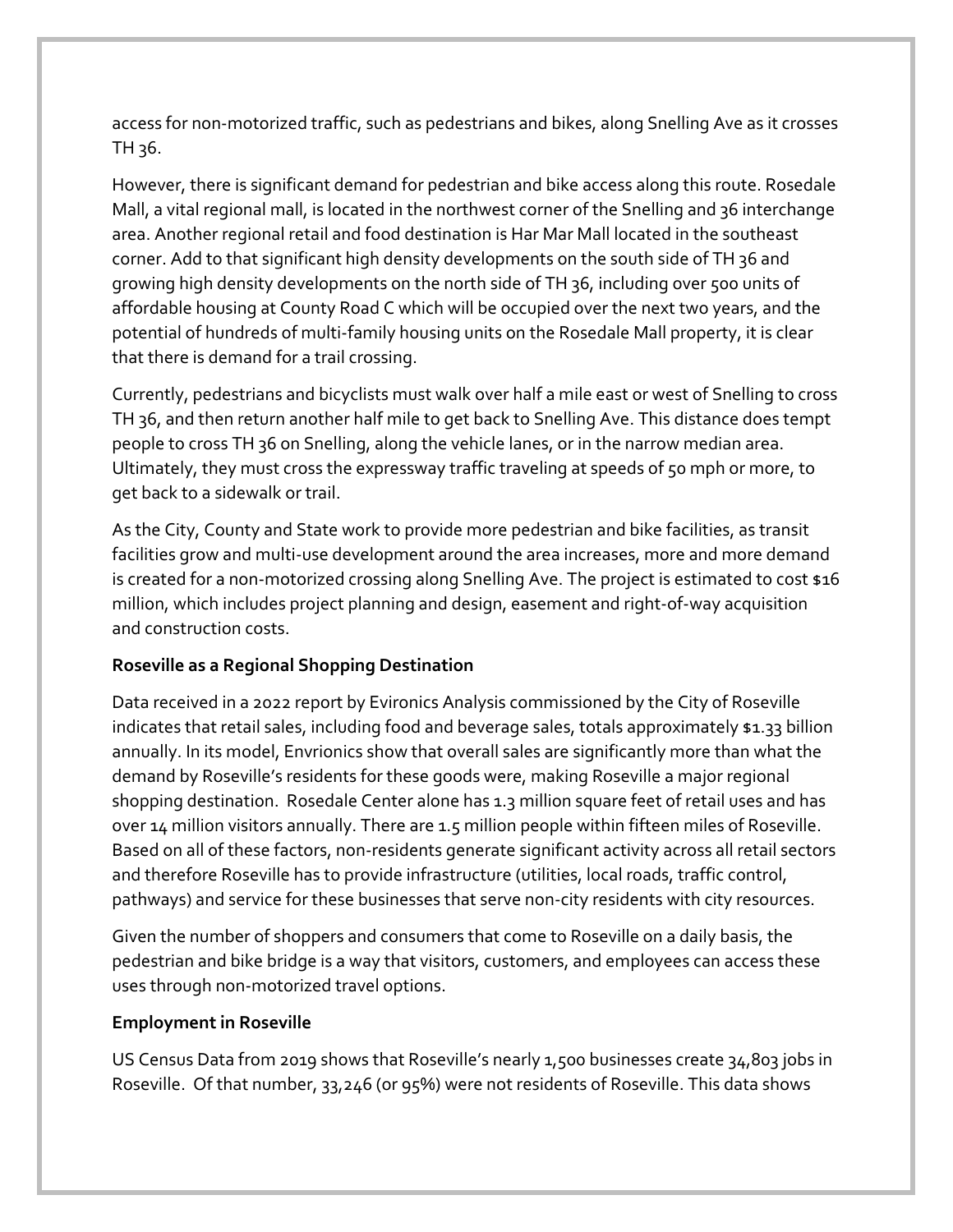access for non-motorized traffic, such as pedestrians and bikes, along Snelling Ave as it crosses TH 36.

However, there is significant demand for pedestrian and bike access along this route. Rosedale Mall, a vital regional mall, is located in the northwest corner of the Snelling and 36 interchange area. Another regional retail and food destination is Har Mar Mall located in the southeast corner. Add to that significant high density developments on the south side of TH 36 and growing high density developments on the north side of TH 36, including over 500 units of affordable housing at County Road C which will be occupied over the next two years, and the potential of hundreds of multi-family housing units on the Rosedale Mall property, it is clear that there is demand for a trail crossing.

Currently, pedestrians and bicyclists must walk over half a mile east or west of Snelling to cross TH 36, and then return another half mile to get back to Snelling Ave. This distance does tempt people to cross TH 36 on Snelling, along the vehicle lanes, or in the narrow median area. Ultimately, they must cross the expressway traffic traveling at speeds of 50 mph or more, to get back to a sidewalk or trail.

As the City, County and State work to provide more pedestrian and bike facilities, as transit facilities grow and multi-use development around the area increases, more and more demand is created for a non-motorized crossing along Snelling Ave. The project is estimated to cost $16 million, which includes project planning and design, easement and right-of-way acquisition and construction costs.

**Roseville as a Regional Shopping Destination**

Data received in a 2022 report by Evironics Analysis commissioned by the City of Roseville indicates that retail sales, including food and beverage sales, totals approximately $1.33 billion annually. In its model, Envrionics show that overall sales are significantly more than what the demand by Roseville's residents for these goods were, making Roseville a major regional shopping destination. Rosedale Center alone has 1.3 million square feet of retail uses and has over 14 million visitors annually. There are 1.5 million people within fifteen miles of Roseville. Based on all of these factors, non-residents generate significant activity across all retail sectors and therefore Roseville has to provide infrastructure (utilities, local roads, traffic control, pathways) and service for these businesses that serve non-city residents with city resources.

Given the number of shoppers and consumers that come to Roseville on a daily basis, the pedestrian and bike bridge is a way that visitors, customers, and employees can access these uses through non-motorized travel options.

**Employment in Roseville**

US Census Data from 2019 shows that Roseville's nearly 1,500 businesses create 34,803 jobs in Roseville. Of that number, 33,246 (or 95%) were not residents of Roseville. This data shows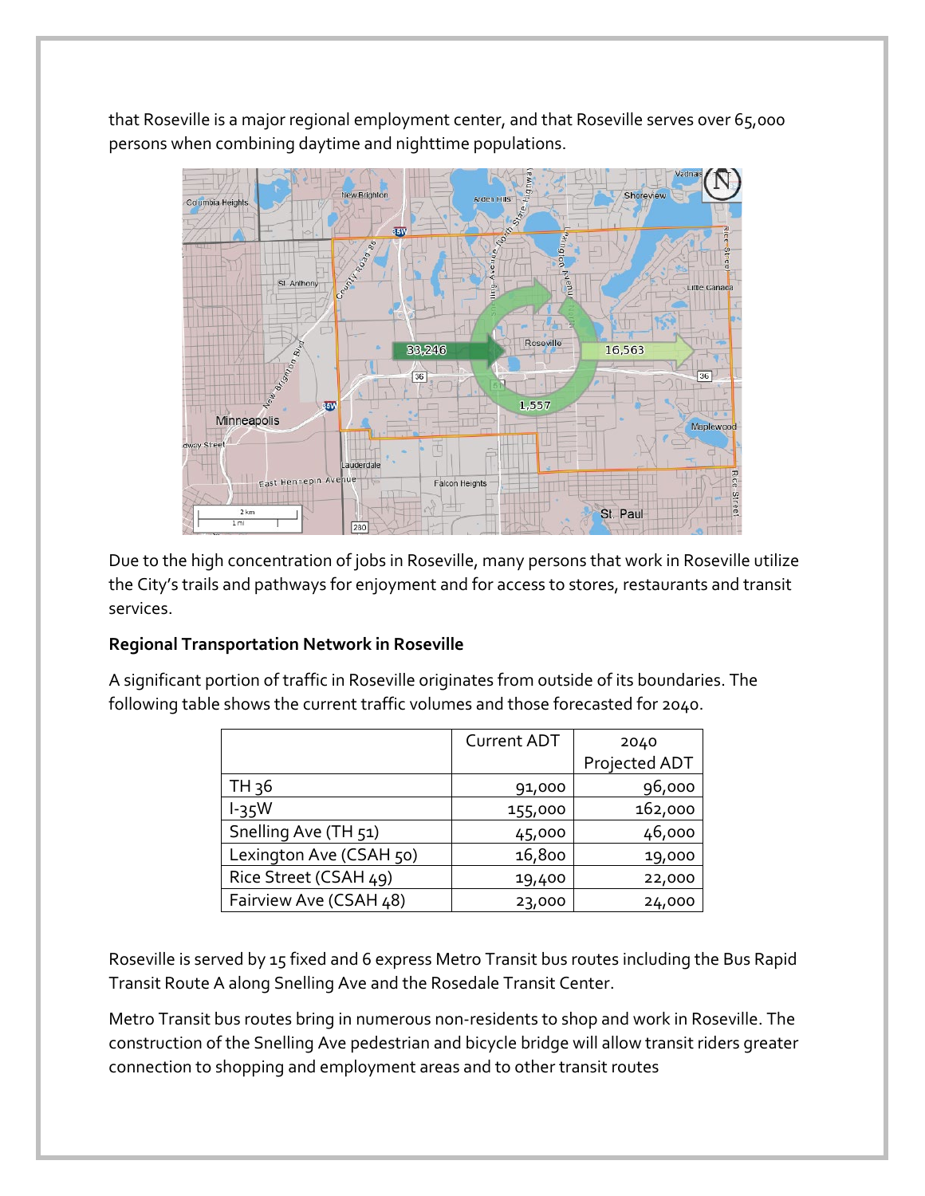that Roseville is a major regional employment center, and that Roseville serves over 65,000 persons when combining daytime and nighttime populations.

Due to the high concentration of jobs in Roseville, many persons that work in Roseville utilize the City's trails and pathways for enjoyment and for access to stores, restaurants and transit services.

**Regional Transportation Network in Roseville**

A significant portion of traffic in Roseville originates from outside of its boundaries. The following table shows the current traffic volumes and those forecasted for 2040.

| | Current ADT | 2040 Projected ADT |
|---|---|---|
| TH 36 | 91,000 | 96,000 |
| I-35W | 155,000 | 162,000 |
| Snelling Ave (TH 51) | 45,000 | 46,000 |
| Lexington Ave (CSAH 50) | 16,800 | 19,000 |
| Rice Street (CSAH 49) | 19,400 | 22,000 |
| Fairview Ave (CSAH 48) | 23,000 | 24,000 |

Roseville is served by 15 fixed and 6 express Metro Transit bus routes including the Bus Rapid Transit Route A along Snelling Ave and the Rosedale Transit Center.

Metro Transit bus routes bring in numerous non-residents to shop and work in Roseville. The construction of the Snelling Ave pedestrian and bicycle bridge will allow transit riders greater connection to shopping and employment areas and to other transit routes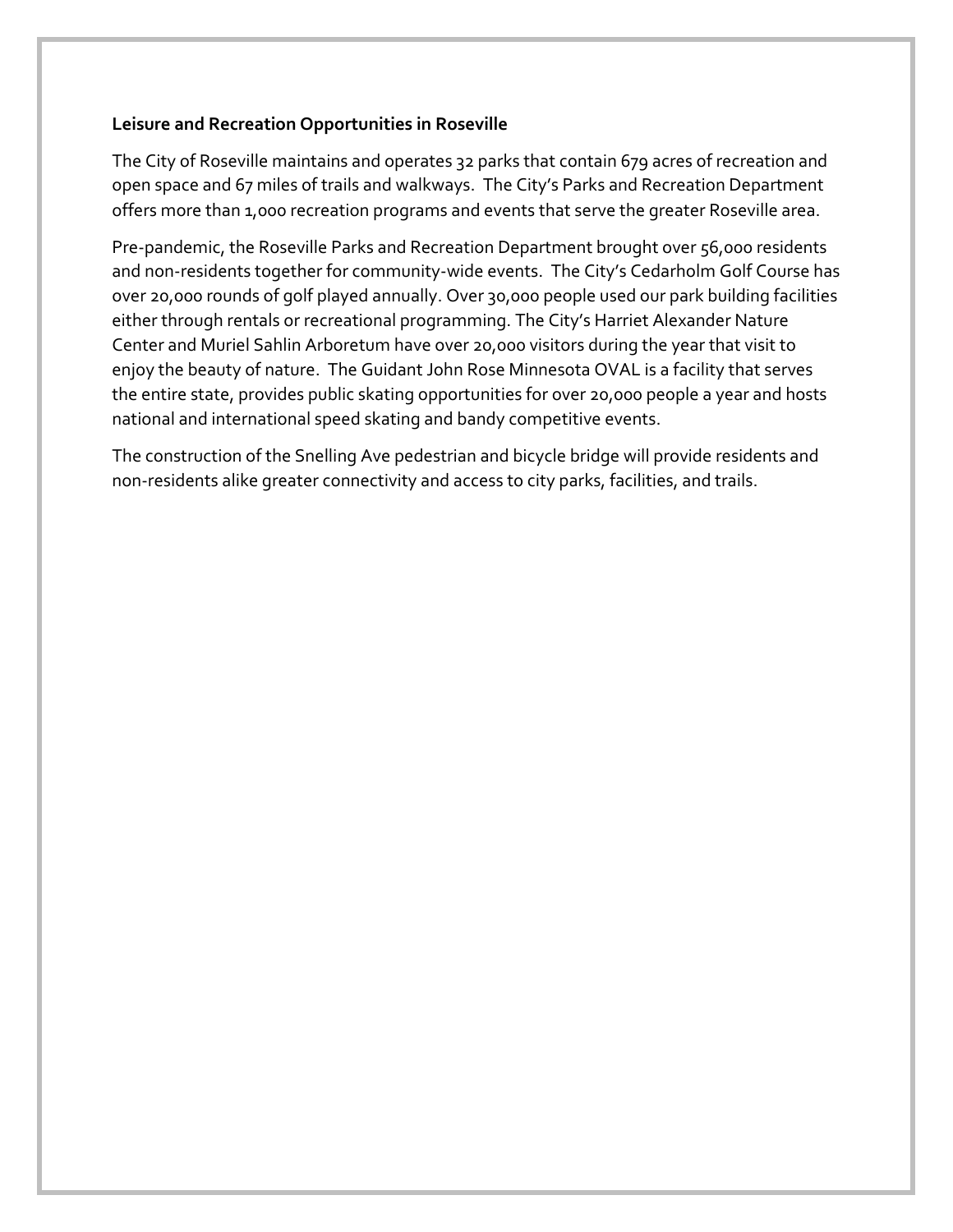**Leisure and Recreation Opportunities in Roseville**

The City of Roseville maintains and operates 32 parks that contain 679 acres of recreation and open space and 67 miles of trails and walkways. The City's Parks and Recreation Department offers more than 1,000 recreation programs and events that serve the greater Roseville area.

Pre-pandemic, the Roseville Parks and Recreation Department brought over 56,000 residents and non-residents together for community-wide events. The City's Cedarholm Golf Course has over 20,000 rounds of golf played annually. Over 30,000 people used our park building facilities either through rentals or recreational programming. The City's Harriet Alexander Nature Center and Muriel Sahlin Arboretum have over 20,000 visitors during the year that visit to enjoy the beauty of nature. The Guidant John Rose Minnesota OVAL is a facility that serves the entire state, provides public skating opportunities for over 20,000 people a year and hosts national and international speed skating and bandy competitive events.

The construction of the Snelling Ave pedestrian and bicycle bridge will provide residents and non-residents alike greater connectivity and access to city parks, facilities, and trails.